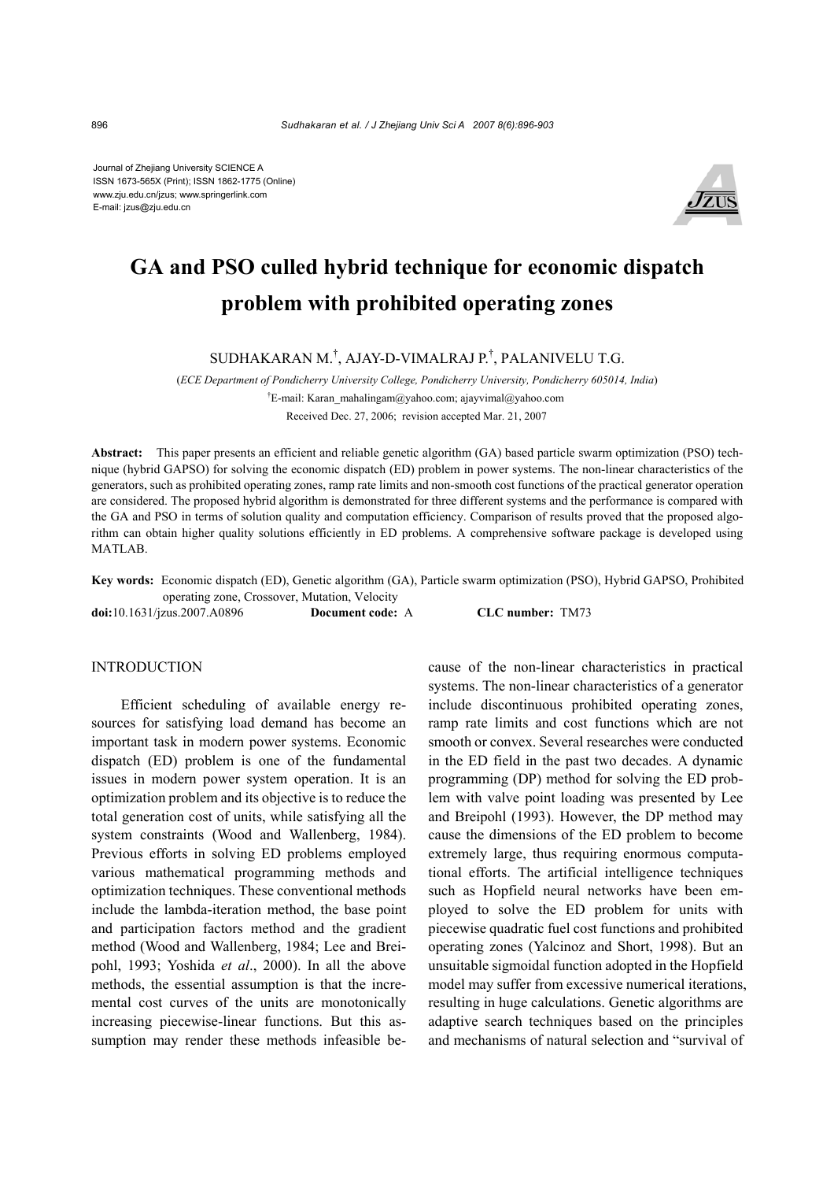Journal of Zhejiang University SCIENCE A
ISSN 1673-565X (Print); ISSN 1862-1775 (Online)
www.zju.edu.cn/jzus; www.springerlink.com
E-mail: jzus@zju.edu.cn

# GA and PSO culled hybrid technique for economic dispatch problem with prohibited operating zones

SUDHAKARAN M.[†], AJAY-D-VIMALRAJ P.[†], PALANIVELU T.G.

(*ECE Department of Pondicherry University College, Pondicherry University, Pondicherry 605014, India*)

[†]E-mail: Karan_mahalingam@yahoo.com; ajayvimal@yahoo.com

Received Dec. 27, 2006; revision accepted Mar. 21, 2007

**Abstract:** This paper presents an efficient and reliable genetic algorithm (GA) based particle swarm optimization (PSO) technique (hybrid GAPSO) for solving the economic dispatch (ED) problem in power systems. The non-linear characteristics of the generators, such as prohibited operating zones, ramp rate limits and non-smooth cost functions of the practical generator operation are considered. The proposed hybrid algorithm is demonstrated for three different systems and the performance is compared with the GA and PSO in terms of solution quality and computation efficiency. Comparison of results proved that the proposed algorithm can obtain higher quality solutions efficiently in ED problems. A comprehensive software package is developed using MATLAB.

**Key words:** Economic dispatch (ED), Genetic algorithm (GA), Particle swarm optimization (PSO), Hybrid GAPSO, Prohibited operating zone, Crossover, Mutation, Velocity

**doi:**10.1631/jzus.2007.A0896 **Document code:** A **CLC number:** TM73

## INTRODUCTION

Efficient scheduling of available energy resources for satisfying load demand has become an important task in modern power systems. Economic dispatch (ED) problem is one of the fundamental issues in modern power system operation. It is an optimization problem and its objective is to reduce the total generation cost of units, while satisfying all the system constraints (Wood and Wallenberg, 1984). Previous efforts in solving ED problems employed various mathematical programming methods and optimization techniques. These conventional methods include the lambda-iteration method, the base point and participation factors method and the gradient method (Wood and Wallenberg, 1984; Lee and Breipohl, 1993; Yoshida *et al*., 2000). In all the above methods, the essential assumption is that the incremental cost curves of the units are monotonically increasing piecewise-linear functions. But this assumption may render these methods infeasible because of the non-linear characteristics in practical systems. The non-linear characteristics of a generator include discontinuous prohibited operating zones, ramp rate limits and cost functions which are not smooth or convex. Several researches were conducted in the ED field in the past two decades. A dynamic programming (DP) method for solving the ED problem with valve point loading was presented by Lee and Breipohl (1993). However, the DP method may cause the dimensions of the ED problem to become extremely large, thus requiring enormous computational efforts. The artificial intelligence techniques such as Hopfield neural networks have been employed to solve the ED problem for units with piecewise quadratic fuel cost functions and prohibited operating zones (Yalcinoz and Short, 1998). But an unsuitable sigmoidal function adopted in the Hopfield model may suffer from excessive numerical iterations, resulting in huge calculations. Genetic algorithms are adaptive search techniques based on the principles and mechanisms of natural selection and "survival of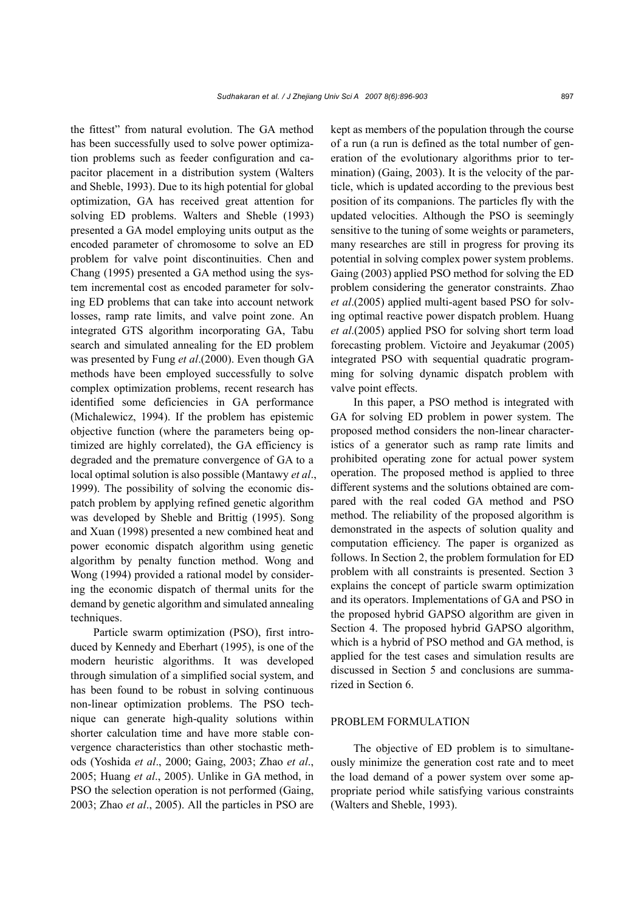the fittest” from natural evolution. The GA method has been successfully used to solve power optimization problems such as feeder configuration and capacitor placement in a distribution system (Walters and Sheble, 1993). Due to its high potential for global optimization, GA has received great attention for solving ED problems. Walters and Sheble (1993) presented a GA model employing units output as the encoded parameter of chromosome to solve an ED problem for valve point discontinuities. Chen and Chang (1995) presented a GA method using the system incremental cost as encoded parameter for solving ED problems that can take into account network losses, ramp rate limits, and valve point zone. An integrated GTS algorithm incorporating GA, Tabu search and simulated annealing for the ED problem was presented by Fung *et al*.(2000). Even though GA methods have been employed successfully to solve complex optimization problems, recent research has identified some deficiencies in GA performance (Michalewicz, 1994). If the problem has epistemic objective function (where the parameters being optimized are highly correlated), the GA efficiency is degraded and the premature convergence of GA to a local optimal solution is also possible (Mantawy *et al*., 1999). The possibility of solving the economic dispatch problem by applying refined genetic algorithm was developed by Sheble and Brittig (1995). Song and Xuan (1998) presented a new combined heat and power economic dispatch algorithm using genetic algorithm by penalty function method. Wong and Wong (1994) provided a rational model by considering the economic dispatch of thermal units for the demand by genetic algorithm and simulated annealing techniques.

Particle swarm optimization (PSO), first introduced by Kennedy and Eberhart (1995), is one of the modern heuristic algorithms. It was developed through simulation of a simplified social system, and has been found to be robust in solving continuous non-linear optimization problems. The PSO technique can generate high-quality solutions within shorter calculation time and have more stable convergence characteristics than other stochastic methods (Yoshida *et al*., 2000; Gaing, 2003; Zhao *et al*., 2005; Huang *et al*., 2005). Unlike in GA method, in PSO the selection operation is not performed (Gaing, 2003; Zhao *et al*., 2005). All the particles in PSO are kept as members of the population through the course of a run (a run is defined as the total number of generation of the evolutionary algorithms prior to termination) (Gaing, 2003). It is the velocity of the particle, which is updated according to the previous best position of its companions. The particles fly with the updated velocities. Although the PSO is seemingly sensitive to the tuning of some weights or parameters, many researches are still in progress for proving its potential in solving complex power system problems. Gaing (2003) applied PSO method for solving the ED problem considering the generator constraints. Zhao *et al*.(2005) applied multi-agent based PSO for solving optimal reactive power dispatch problem. Huang *et al*.(2005) applied PSO for solving short term load forecasting problem. Victoire and Jeyakumar (2005) integrated PSO with sequential quadratic programming for solving dynamic dispatch problem with valve point effects.

In this paper, a PSO method is integrated with GA for solving ED problem in power system. The proposed method considers the non-linear characteristics of a generator such as ramp rate limits and prohibited operating zone for actual power system operation. The proposed method is applied to three different systems and the solutions obtained are compared with the real coded GA method and PSO method. The reliability of the proposed algorithm is demonstrated in the aspects of solution quality and computation efficiency. The paper is organized as follows. In Section 2, the problem formulation for ED problem with all constraints is presented. Section 3 explains the concept of particle swarm optimization and its operators. Implementations of GA and PSO in the proposed hybrid GAPSO algorithm are given in Section 4. The proposed hybrid GAPSO algorithm, which is a hybrid of PSO method and GA method, is applied for the test cases and simulation results are discussed in Section 5 and conclusions are summarized in Section 6.

## PROBLEM FORMULATION

The objective of ED problem is to simultaneously minimize the generation cost rate and to meet the load demand of a power system over some appropriate period while satisfying various constraints (Walters and Sheble, 1993).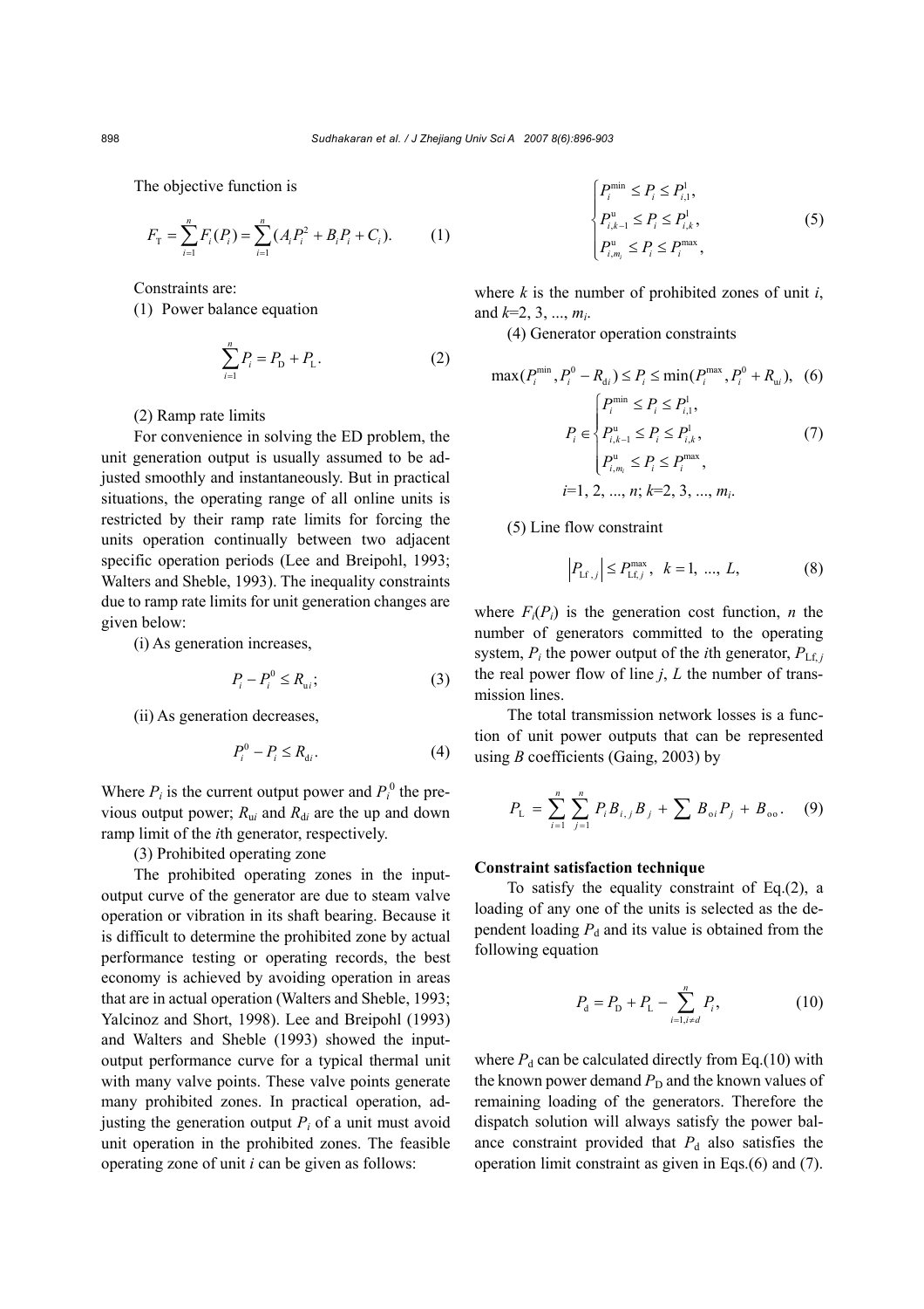The objective function is

$$F_{\mathrm{T}}=\sum_{i=1}^{n}F_i(P_i)=\sum_{i=1}^{n}(A_iP_i^2+B_iP_i+C_i). \tag{1}$$

Constraints are:

(1) Power balance equation

$$\sum_{i=1}^{n}P_i=P_{\mathrm{D}}+P_{\mathrm{L}}. \tag{2}$$

(2) Ramp rate limits

For convenience in solving the ED problem, the unit generation output is usually assumed to be adjusted smoothly and instantaneously. But in practical situations, the operating range of all online units is restricted by their ramp rate limits for forcing the units operation continually between two adjacent specific operation periods (Lee and Breipohl, 1993; Walters and Sheble, 1993). The inequality constraints due to ramp rate limits for unit generation changes are given below:

(i) As generation increases,

$$P_i-P_i^0\le R_{\mathrm{u}i}; \tag{3}$$

(ii) As generation decreases,

$$P_i^0-P_i\le R_{\mathrm{d}i}. \tag{4}$$

Where $P_i$ is the current output power and $P_i^0$ the previous output power; $R_{\mathrm{u}i}$ and $R_{\mathrm{d}i}$ are the up and down ramp limit of the $i$th generator, respectively.

(3) Prohibited operating zone

The prohibited operating zones in the input-output curve of the generator are due to steam valve operation or vibration in its shaft bearing. Because it is difficult to determine the prohibited zone by actual performance testing or operating records, the best economy is achieved by avoiding operation in areas that are in actual operation (Walters and Sheble, 1993; Yalcinoz and Short, 1998). Lee and Breipohl (1993) and Walters and Sheble (1993) showed the input-output performance curve for a typical thermal unit with many valve points. These valve points generate many prohibited zones. In practical operation, adjusting the generation output $P_i$ of a unit must avoid unit operation in the prohibited zones. The feasible operating zone of unit $i$ can be given as follows:

$$\begin{cases}P_i^{\min}\le P_i\le P_{i,1}^{\mathrm{l}},\\ P_{i,k-1}^{\mathrm{u}}\le P_i\le P_{i,k}^{\mathrm{l}},\\ P_{i,m_i}^{\mathrm{u}}\le P_i\le P_i^{\max},\end{cases} \tag{5}$$

where $k$ is the number of prohibited zones of unit $i$, and $k$=2, 3, ..., $m_i$.

(4) Generator operation constraints

$$\max(P_i^{\min},P_i^0-R_{\mathrm{d}i})\le P_i\le \min(P_i^{\max},P_i^0+R_{\mathrm{u}i}), \tag{6}$$

$$P_i\in\begin{cases}P_i^{\min}\le P_i\le P_{i,1}^{\mathrm{l}},\\ P_{i,k-1}^{\mathrm{u}}\le P_i\le P_{i,k}^{\mathrm{l}},\\ P_{i,m_i}^{\mathrm{u}}\le P_i\le P_i^{\max},\end{cases} \tag{7}$$

$i$=1, 2, ..., $n$; $k$=2, 3, ..., $m_i$.

(5) Line flow constraint

$$\left|P_{\mathrm{Lf},j}\right|\le P_{\mathrm{Lf},j}^{\max},\quad k=1,\ ...,\ L, \tag{8}$$

where $F_i(P_i)$ is the generation cost function, $n$ the number of generators committed to the operating system, $P_i$ the power output of the $i$th generator, $P_{\mathrm{Lf},j}$ the real power flow of line $j$, $L$ the number of transmission lines.

The total transmission network losses is a function of unit power outputs that can be represented using $B$ coefficients (Gaing, 2003) by

$$P_{\mathrm{L}}=\sum_{i=1}^{n}\sum_{j=1}^{n}P_iB_{i,j}B_j+\sum B_{\mathrm{o}i}P_j+B_{\mathrm{oo}}. \tag{9}$$

### Constraint satisfaction technique

To satisfy the equality constraint of Eq.(2), a loading of any one of the units is selected as the dependent loading $P_{\mathrm{d}}$ and its value is obtained from the following equation

$$P_{\mathrm{d}}=P_{\mathrm{D}}+P_{\mathrm{L}}-\sum_{i=1,i\ne d}^{n}P_i, \tag{10}$$

where $P_{\mathrm{d}}$ can be calculated directly from Eq.(10) with the known power demand $P_{\mathrm{D}}$ and the known values of remaining loading of the generators. Therefore the dispatch solution will always satisfy the power balance constraint provided that $P_{\mathrm{d}}$ also satisfies the operation limit constraint as given in Eqs.(6) and (7).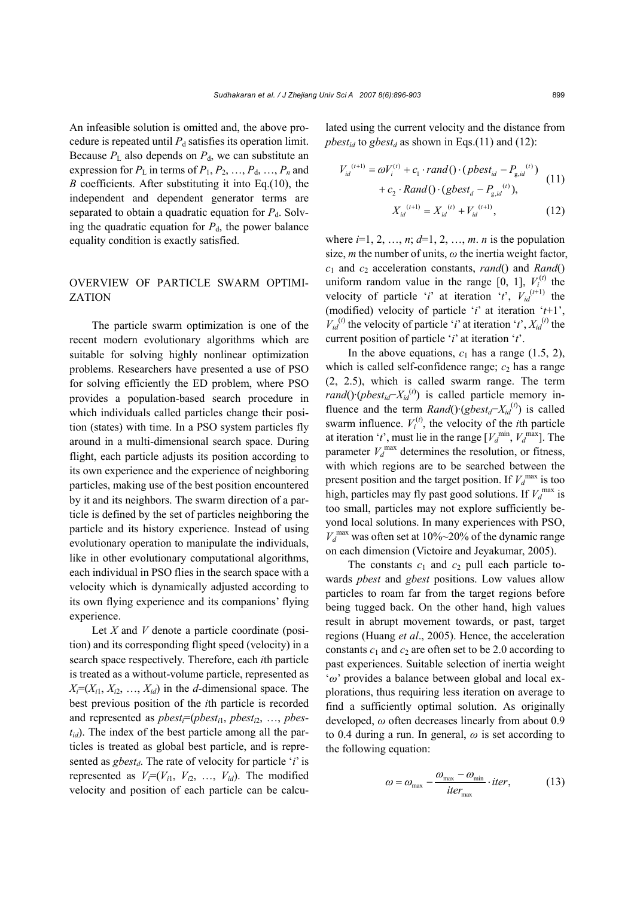An infeasible solution is omitted and, the above procedure is repeated until $P_d$ satisfies its operation limit. Because $P_L$ also depends on $P_d$, we can substitute an expression for $P_L$ in terms of $P_1, P_2, \ldots, P_d, \ldots, P_n$ and $B$ coefficients. After substituting it into Eq.(10), the independent and dependent generator terms are separated to obtain a quadratic equation for $P_d$. Solving the quadratic equation for $P_d$, the power balance equality condition is exactly satisfied.

## OVERVIEW OF PARTICLE SWARM OPTIMIZATION

The particle swarm optimization is one of the recent modern evolutionary algorithms which are suitable for solving highly nonlinear optimization problems. Researchers have presented a use of PSO for solving efficiently the ED problem, where PSO provides a population-based search procedure in which individuals called particles change their position (states) with time. In a PSO system particles fly around in a multi-dimensional search space. During flight, each particle adjusts its position according to its own experience and the experience of neighboring particles, making use of the best position encountered by it and its neighbors. The swarm direction of a particle is defined by the set of particles neighboring the particle and its history experience. Instead of using evolutionary operation to manipulate the individuals, like in other evolutionary computational algorithms, each individual in PSO flies in the search space with a velocity which is dynamically adjusted according to its own flying experience and its companions' flying experience.

Let $X$ and $V$ denote a particle coordinate (position) and its corresponding flight speed (velocity) in a search space respectively. Therefore, each $i$th particle is treated as a without-volume particle, represented as $X_i=(X_{i1}, X_{i2}, \ldots, X_{id})$ in the $d$-dimensional space. The best previous position of the $i$th particle is recorded and represented as $pbest_i=(pbest_{i1}, pbest_{i2}, \ldots, pbest_{id})$. The index of the best particle among all the particles is treated as global best particle, and is represented as $gbest_d$. The rate of velocity for particle '$i$' is represented as $V_i=(V_{i1}, V_{i2}, \ldots, V_{id})$. The modified velocity and position of each particle can be calculated using the current velocity and the distance from $pbest_{id}$ to $gbest_d$ as shown in Eqs.(11) and (12):

$$V_{id}^{(t+1)} = \omega V_i^{(t)} + c_1 \cdot rand() \cdot (pbest_{id} - P_{g,id}^{(t)}) + c_2 \cdot Rand() \cdot (gbest_d - P_{g,id}^{(t)}), \tag{11}$$

$$X_{id}^{(t+1)} = X_{id}^{(t)} + V_{id}^{(t+1)}, \tag{12}$$

where $i=1, 2, \ldots, n$; $d=1, 2, \ldots, m$. $n$ is the population size, $m$ the number of units, $\omega$ the inertia weight factor, $c_1$ and $c_2$ acceleration constants, $rand()$ and $Rand()$ uniform random value in the range [0, 1], $V_i^{(t)}$ the velocity of particle '$i$' at iteration '$t$', $V_{id}^{(t+1)}$ the (modified) velocity of particle '$i$' at iteration '$t$+1', $V_{id}^{(t)}$ the velocity of particle '$i$' at iteration '$t$', $X_{id}^{(t)}$ the current position of particle '$i$' at iteration '$t$'.

In the above equations, $c_1$ has a range (1.5, 2), which is called self-confidence range; $c_2$ has a range (2, 2.5), which is called swarm range. The term $rand()\cdot(pbest_{id}-X_{id}^{(t)})$ is called particle memory influence and the term $Rand()\cdot(gbest_d-X_{id}^{(t)})$ is called swarm influence. $V_i^{(t)}$, the velocity of the $i$th particle at iteration '$t$', must lie in the range $[V_d^{\min}, V_d^{\max}]$. The parameter $V_d^{\max}$ determines the resolution, or fitness, with which regions are to be searched between the present position and the target position. If $V_d^{\max}$ is too high, particles may fly past good solutions. If $V_d^{\max}$ is too small, particles may not explore sufficiently beyond local solutions. In many experiences with PSO, $V_d^{\max}$ was often set at 10%~20% of the dynamic range on each dimension (Victoire and Jeyakumar, 2005).

The constants $c_1$ and $c_2$ pull each particle towards *pbest* and *gbest* positions. Low values allow particles to roam far from the target regions before being tugged back. On the other hand, high values result in abrupt movement towards, or past, target regions (Huang *et al*., 2005). Hence, the acceleration constants $c_1$ and $c_2$ are often set to be 2.0 according to past experiences. Suitable selection of inertia weight '$\omega$' provides a balance between global and local explorations, thus requiring less iteration on average to find a sufficiently optimal solution. As originally developed, $\omega$ often decreases linearly from about 0.9 to 0.4 during a run. In general, $\omega$ is set according to the following equation:

$$\omega = \omega_{\max} - \frac{\omega_{\max} - \omega_{\min}}{iter_{\max}} \cdot iter, \tag{13}$$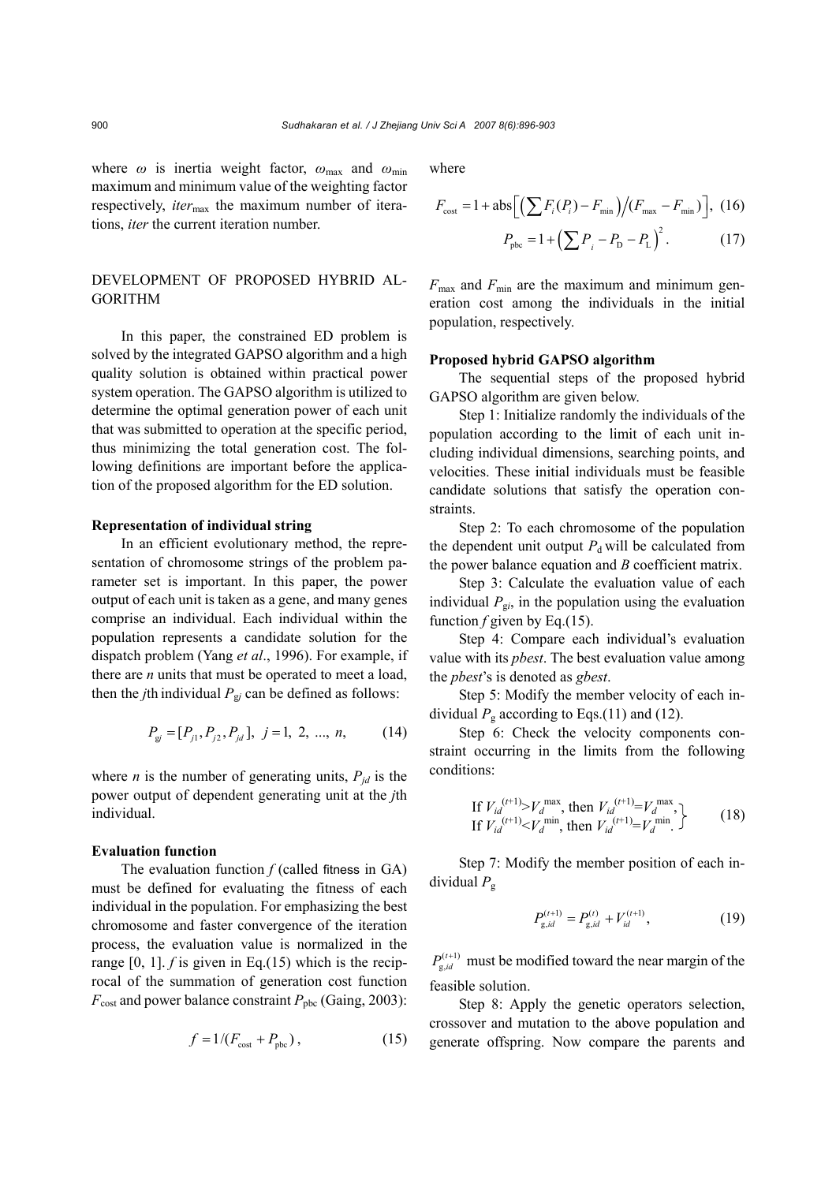where $\omega$ is inertia weight factor, $\omega_{\max}$ and $\omega_{\min}$ maximum and minimum value of the weighting factor respectively, $iter_{\max}$ the maximum number of iterations, $iter$ the current iteration number.

## DEVELOPMENT OF PROPOSED HYBRID ALGORITHM

In this paper, the constrained ED problem is solved by the integrated GAPSO algorithm and a high quality solution is obtained within practical power system operation. The GAPSO algorithm is utilized to determine the optimal generation power of each unit that was submitted to operation at the specific period, thus minimizing the total generation cost. The following definitions are important before the application of the proposed algorithm for the ED solution.

### Representation of individual string

In an efficient evolutionary method, the representation of chromosome strings of the problem parameter set is important. In this paper, the power output of each unit is taken as a gene, and many genes comprise an individual. Each individual within the population represents a candidate solution for the dispatch problem (Yang *et al*., 1996). For example, if there are $n$ units that must be operated to meet a load, then the $j$th individual $P_{gj}$ can be defined as follows:

$$P_{gj}=[P_{j1}, P_{j2}, P_{jd}],\ j=1,\ 2,\ ...,\ n, \tag{14}$$

where $n$ is the number of generating units, $P_{jd}$ is the power output of dependent generating unit at the $j$th individual.

### Evaluation function

The evaluation function $f$ (called fitness in GA) must be defined for evaluating the fitness of each individual in the population. For emphasizing the best chromosome and faster convergence of the iteration process, the evaluation value is normalized in the range [0, 1]. $f$ is given in Eq.(15) which is the reciprocal of the summation of generation cost function $F_{\text{cost}}$ and power balance constraint $P_{\text{pbc}}$ (Gaing, 2003):

$$f=1/(F_{\text{cost}}+P_{\text{pbc}}), \tag{15}$$

where

$$F_{\text{cost}}=1+\text{abs}\left[\left(\sum F_i(P_i)-F_{\min}\right)\Big/\left(F_{\max}-F_{\min}\right)\right], \tag{16}$$

$$P_{\text{pbc}}=1+\left(\sum P_i-P_{\text{D}}-P_{\text{L}}\right)^2. \tag{17}$$

$F_{\max}$ and $F_{\min}$ are the maximum and minimum generation cost among the individuals in the initial population, respectively.

### Proposed hybrid GAPSO algorithm

The sequential steps of the proposed hybrid GAPSO algorithm are given below.

Step 1: Initialize randomly the individuals of the population according to the limit of each unit including individual dimensions, searching points, and velocities. These initial individuals must be feasible candidate solutions that satisfy the operation constraints.

Step 2: To each chromosome of the population the dependent unit output $P_{\text{d}}$ will be calculated from the power balance equation and $B$ coefficient matrix.

Step 3: Calculate the evaluation value of each individual $P_{gi}$, in the population using the evaluation function $f$ given by Eq.(15).

Step 4: Compare each individual's evaluation value with its *pbest*. The best evaluation value among the *pbest*'s is denoted as *gbest*.

Step 5: Modify the member velocity of each individual $P_{\text{g}}$ according to Eqs.(11) and (12).

Step 6: Check the velocity components constraint occurring in the limits from the following conditions:

$$\left.\begin{array}{l}\text{If } V_{id}^{(t+1)}>V_d^{\max},\text{ then } V_{id}^{(t+1)}=V_d^{\max},\\ \text{If } V_{id}^{(t+1)}<V_d^{\min},\text{ then } V_{id}^{(t+1)}=V_d^{\min}.\end{array}\right\} \tag{18}$$

Step 7: Modify the member position of each individual $P_{\text{g}}$

$$P_{\text{g},id}^{(t+1)}=P_{\text{g},id}^{(t)}+V_{id}^{(t+1)}, \tag{19}$$

$P_{\text{g},id}^{(t+1)}$ must be modified toward the near margin of the feasible solution.

Step 8: Apply the genetic operators selection, crossover and mutation to the above population and generate offspring. Now compare the parents and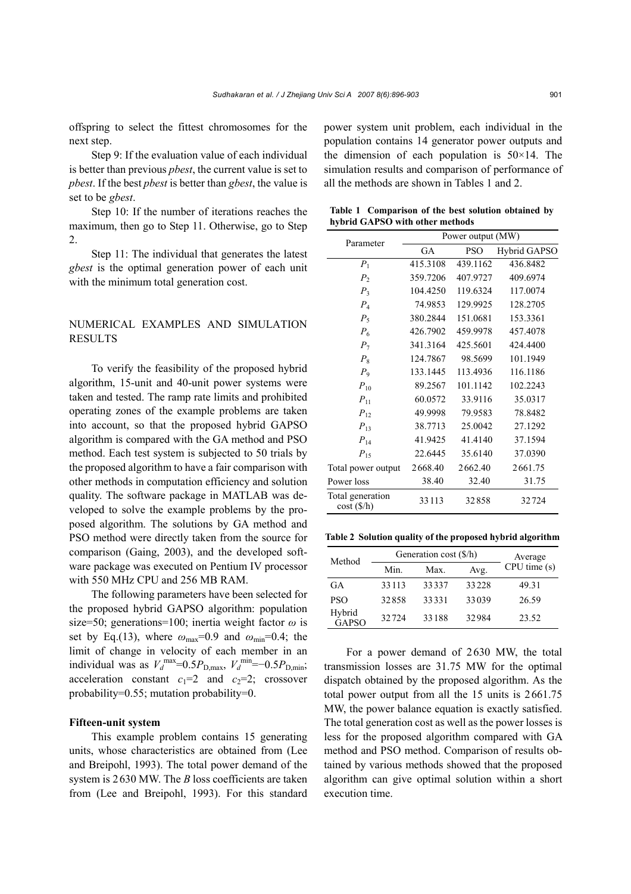offspring to select the fittest chromosomes for the next step.

Step 9: If the evaluation value of each individual is better than previous *pbest*, the current value is set to *pbest*. If the best *pbest* is better than *gbest*, the value is set to be *gbest*.

Step 10: If the number of iterations reaches the maximum, then go to Step 11. Otherwise, go to Step 2.

Step 11: The individual that generates the latest *gbest* is the optimal generation power of each unit with the minimum total generation cost.

## NUMERICAL EXAMPLES AND SIMULATION RESULTS

To verify the feasibility of the proposed hybrid algorithm, 15-unit and 40-unit power systems were taken and tested. The ramp rate limits and prohibited operating zones of the example problems are taken into account, so that the proposed hybrid GAPSO algorithm is compared with the GA method and PSO method. Each test system is subjected to 50 trials by the proposed algorithm to have a fair comparison with other methods in computation efficiency and solution quality. The software package in MATLAB was developed to solve the example problems by the proposed algorithm. The solutions by GA method and PSO method were directly taken from the source for comparison (Gaing, 2003), and the developed software package was executed on Pentium IV processor with 550 MHz CPU and 256 MB RAM.

The following parameters have been selected for the proposed hybrid GAPSO algorithm: population size=50; generations=100; inertia weight factor $\omega$ is set by Eq.(13), where $\omega_{max}$=0.9 and $\omega_{min}$=0.4; the limit of change in velocity of each member in an individual was as $V_d^{max}=0.5P_{D,max}$, $V_d^{min}=-0.5P_{D,min}$; acceleration constant $c_1$=2 and $c_2$=2; crossover probability=0.55; mutation probability=0.

### Fifteen-unit system

This example problem contains 15 generating units, whose characteristics are obtained from (Lee and Breipohl, 1993). The total power demand of the system is 2630 MW. The *B* loss coefficients are taken from (Lee and Breipohl, 1993). For this standard power system unit problem, each individual in the population contains 14 generator power outputs and the dimension of each population is 50×14. The simulation results and comparison of performance of all the methods are shown in Tables 1 and 2.

**Table 1 Comparison of the best solution obtained by hybrid GAPSO with other methods**

| Parameter | Power output (MW) | | |
|---|---|---|---|
| | GA | PSO | Hybrid GAPSO |
| $P_1$ | 415.3108 | 439.1162 | 436.8482 |
| $P_2$ | 359.7206 | 407.9727 | 409.6974 |
| $P_3$ | 104.4250 | 119.6324 | 117.0074 |
| $P_4$ | 74.9853 | 129.9925 | 128.2705 |
| $P_5$ | 380.2844 | 151.0681 | 153.3361 |
| $P_6$ | 426.7902 | 459.9978 | 457.4078 |
| $P_7$ | 341.3164 | 425.5601 | 424.4400 |
| $P_8$ | 124.7867 | 98.5699 | 101.1949 |
| $P_9$ | 133.1445 | 113.4936 | 116.1186 |
| $P_{10}$ | 89.2567 | 101.1142 | 102.2243 |
| $P_{11}$ | 60.0572 | 33.9116 | 35.0317 |
| $P_{12}$ | 49.9998 | 79.9583 | 78.8482 |
| $P_{13}$ | 38.7713 | 25.0042 | 27.1292 |
| $P_{14}$ | 41.9425 | 41.4140 | 37.1594 |
| $P_{15}$ | 22.6445 | 35.6140 | 37.0390 |
| Total power output | 2668.40 | 2662.40 | 2661.75 |
| Power loss | 38.40 | 32.40 | 31.75 |
| Total generation cost ($/h) | 33113 | 32858 | 32724 |

**Table 2 Solution quality of the proposed hybrid algorithm**

| Method | Generation cost ($/h) | | | Average CPU time (s) |
|---|---|---|---|---|
| | Min. | Max. | Avg. | |
| GA | 33113 | 33337 | 33228 | 49.31 |
| PSO | 32858 | 33331 | 33039 | 26.59 |
| Hybrid GAPSO | 32724 | 33188 | 32984 | 23.52 |

For a power demand of 2630 MW, the total transmission losses are 31.75 MW for the optimal dispatch obtained by the proposed algorithm. As the total power output from all the 15 units is 2661.75 MW, the power balance equation is exactly satisfied. The total generation cost as well as the power losses is less for the proposed algorithm compared with GA method and PSO method. Comparison of results obtained by various methods showed that the proposed algorithm can give optimal solution within a short execution time.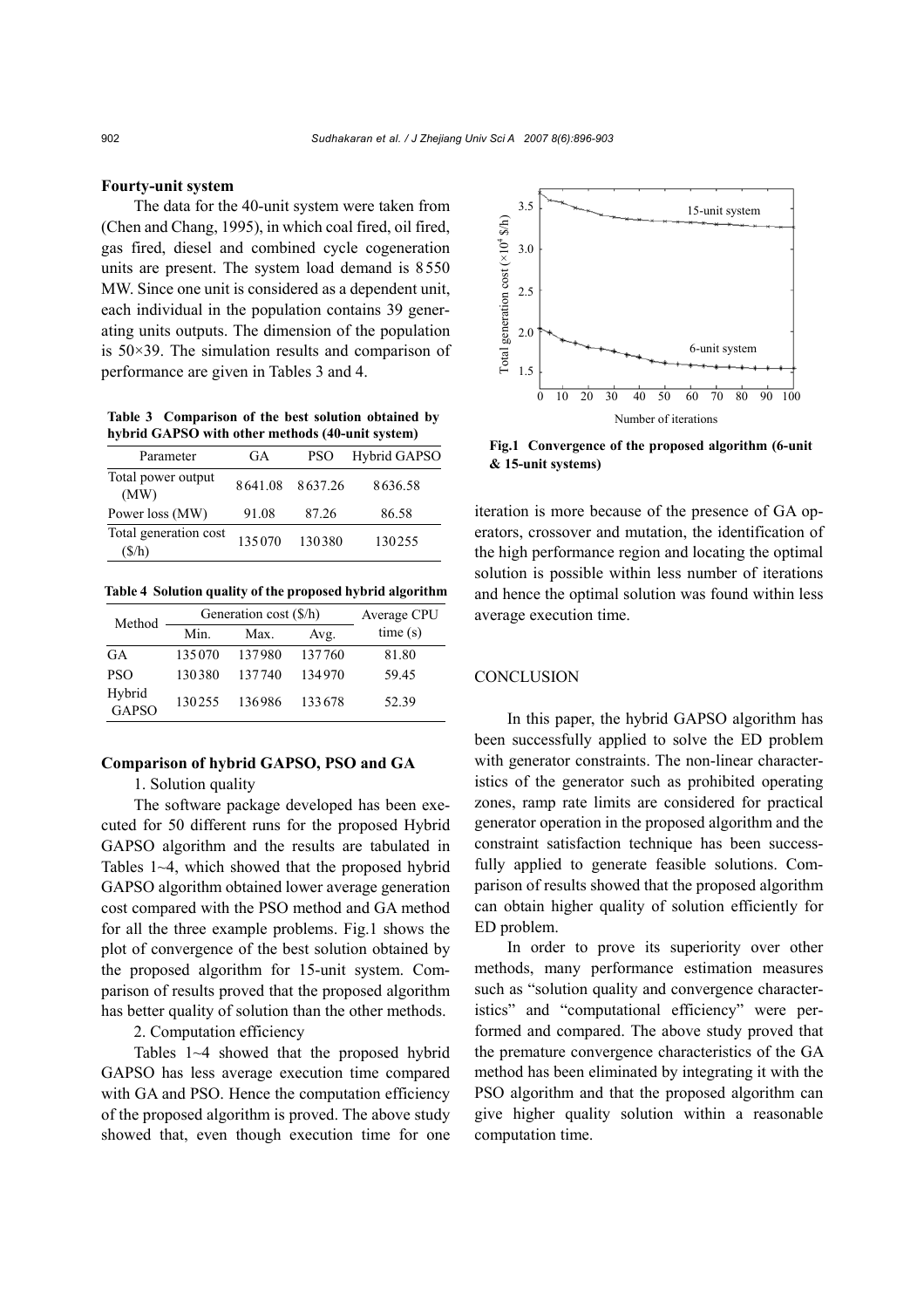### Fourty-unit system

The data for the 40-unit system were taken from (Chen and Chang, 1995), in which coal fired, oil fired, gas fired, diesel and combined cycle cogeneration units are present. The system load demand is 8550 MW. Since one unit is considered as a dependent unit, each individual in the population contains 39 generating units outputs. The dimension of the population is 50×39. The simulation results and comparison of performance are given in Tables 3 and 4.

**Table 3 Comparison of the best solution obtained by hybrid GAPSO with other methods (40-unit system)**

| Parameter | GA | PSO | Hybrid GAPSO |
|---|---|---|---|
| Total power output (MW) | 8641.08 | 8637.26 | 8636.58 |
| Power loss (MW) | 91.08 | 87.26 | 86.58 |
| Total generation cost ($/h) | 135070 | 130380 | 130255 |

**Table 4 Solution quality of the proposed hybrid algorithm**

| Method | Generation cost ($/h) | | | Average CPU time (s) |
|---|---|---|---|---|
| | Min. | Max. | Avg. | |
| GA | 135070 | 137980 | 137760 | 81.80 |
| PSO | 130380 | 137740 | 134970 | 59.45 |
| Hybrid GAPSO | 130255 | 136986 | 133678 | 52.39 |

### Comparison of hybrid GAPSO, PSO and GA

1. Solution quality

The software package developed has been executed for 50 different runs for the proposed Hybrid GAPSO algorithm and the results are tabulated in Tables 1~4, which showed that the proposed hybrid GAPSO algorithm obtained lower average generation cost compared with the PSO method and GA method for all the three example problems. Fig.1 shows the plot of convergence of the best solution obtained by the proposed algorithm for 15-unit system. Comparison of results proved that the proposed algorithm has better quality of solution than the other methods.

2. Computation efficiency

Tables 1~4 showed that the proposed hybrid GAPSO has less average execution time compared with GA and PSO. Hence the computation efficiency of the proposed algorithm is proved. The above study showed that, even though execution time for one iteration is more because of the presence of GA operators, crossover and mutation, the identification of the high performance region and locating the optimal solution is possible within less number of iterations and hence the optimal solution was found within less average execution time.

**Fig.1 Convergence of the proposed algorithm (6-unit & 15-unit systems)**

## CONCLUSION

In this paper, the hybrid GAPSO algorithm has been successfully applied to solve the ED problem with generator constraints. The non-linear characteristics of the generator such as prohibited operating zones, ramp rate limits are considered for practical generator operation in the proposed algorithm and the constraint satisfaction technique has been successfully applied to generate feasible solutions. Comparison of results showed that the proposed algorithm can obtain higher quality of solution efficiently for ED problem.

In order to prove its superiority over other methods, many performance estimation measures such as "solution quality and convergence characteristics" and "computational efficiency" were performed and compared. The above study proved that the premature convergence characteristics of the GA method has been eliminated by integrating it with the PSO algorithm and that the proposed algorithm can give higher quality solution within a reasonable computation time.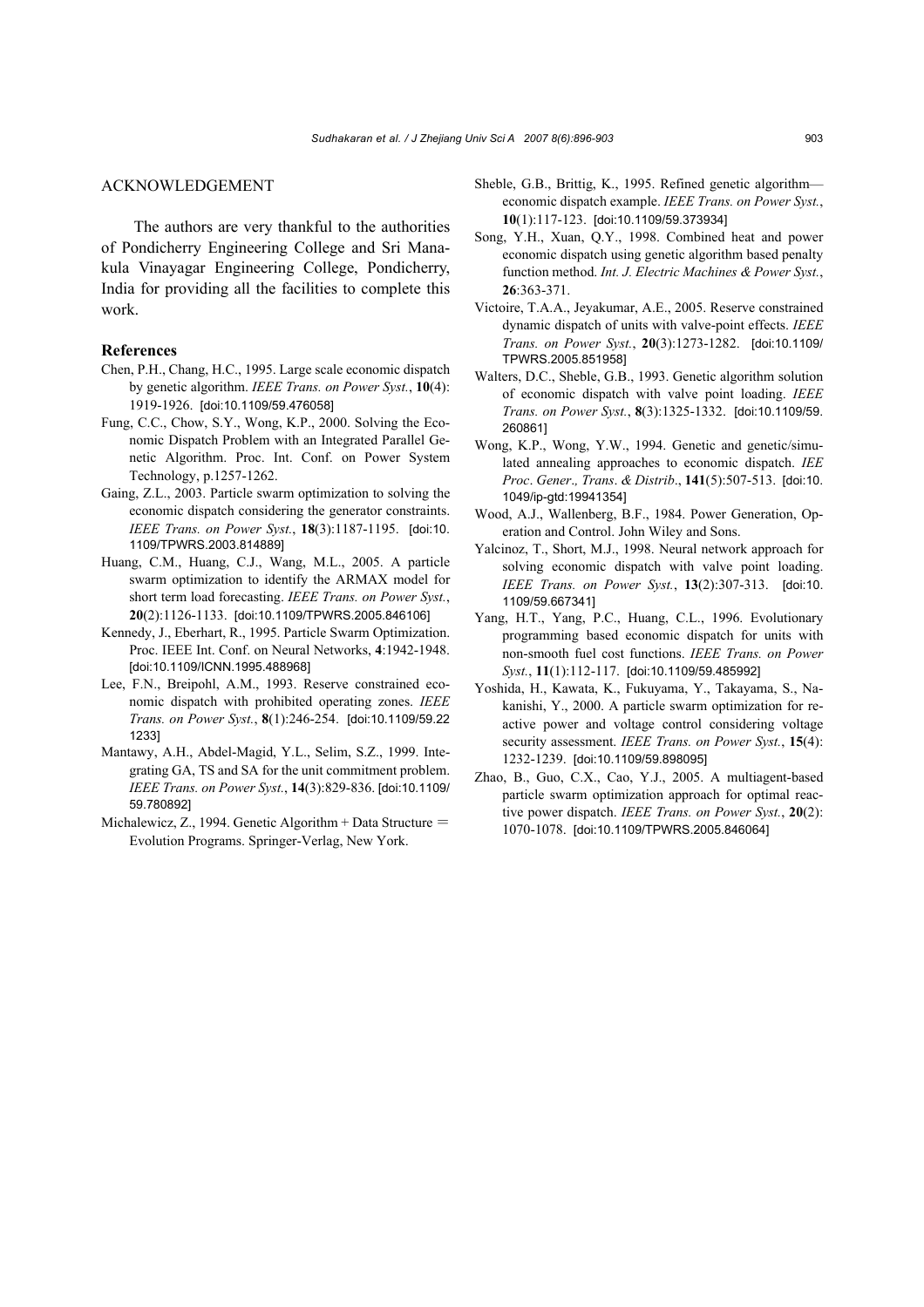## ACKNOWLEDGEMENT

The authors are very thankful to the authorities of Pondicherry Engineering College and Sri Manakula Vinayagar Engineering College, Pondicherry, India for providing all the facilities to complete this work.

## References

Chen, P.H., Chang, H.C., 1995. Large scale economic dispatch by genetic algorithm. *IEEE Trans. on Power Syst.*, **10**(4): 1919-1926. [doi:10.1109/59.476058]

Fung, C.C., Chow, S.Y., Wong, K.P., 2000. Solving the Economic Dispatch Problem with an Integrated Parallel Genetic Algorithm. Proc. Int. Conf. on Power System Technology, p.1257-1262.

Gaing, Z.L., 2003. Particle swarm optimization to solving the economic dispatch considering the generator constraints. *IEEE Trans. on Power Syst.*, **18**(3):1187-1195. [doi:10.1109/TPWRS.2003.814889]

Huang, C.M., Huang, C.J., Wang, M.L., 2005. A particle swarm optimization to identify the ARMAX model for short term load forecasting. *IEEE Trans. on Power Syst.*, **20**(2):1126-1133. [doi:10.1109/TPWRS.2005.846106]

Kennedy, J., Eberhart, R., 1995. Particle Swarm Optimization. Proc. IEEE Int. Conf. on Neural Networks, **4**:1942-1948. [doi:10.1109/ICNN.1995.488968]

Lee, F.N., Breipohl, A.M., 1993. Reserve constrained economic dispatch with prohibited operating zones. *IEEE Trans. on Power Syst.*, **8**(1):246-254. [doi:10.1109/59.221233]

Mantawy, A.H., Abdel-Magid, Y.L., Selim, S.Z., 1999. Integrating GA, TS and SA for the unit commitment problem. *IEEE Trans. on Power Syst.*, **14**(3):829-836. [doi:10.1109/59.780892]

Michalewicz, Z., 1994. Genetic Algorithm + Data Structure = Evolution Programs. Springer-Verlag, New York.

Sheble, G.B., Brittig, K., 1995. Refined genetic algorithm—economic dispatch example. *IEEE Trans. on Power Syst.*, **10**(1):117-123. [doi:10.1109/59.373934]

Song, Y.H., Xuan, Q.Y., 1998. Combined heat and power economic dispatch using genetic algorithm based penalty function method. *Int. J. Electric Machines & Power Syst.*, **26**:363-371.

Victoire, T.A.A., Jeyakumar, A.E., 2005. Reserve constrained dynamic dispatch of units with valve-point effects. *IEEE Trans. on Power Syst.*, **20**(3):1273-1282. [doi:10.1109/TPWRS.2005.851958]

Walters, D.C., Sheble, G.B., 1993. Genetic algorithm solution of economic dispatch with valve point loading. *IEEE Trans. on Power Syst.*, **8**(3):1325-1332. [doi:10.1109/59.260861]

Wong, K.P., Wong, Y.W., 1994. Genetic and genetic/simulated annealing approaches to economic dispatch. *IEE Proc. Gener., Trans. & Distrib.*, **141**(5):507-513. [doi:10.1049/ip-gtd:19941354]

Wood, A.J., Wallenberg, B.F., 1984. Power Generation, Operation and Control. John Wiley and Sons.

Yalcinoz, T., Short, M.J., 1998. Neural network approach for solving economic dispatch with valve point loading. *IEEE Trans. on Power Syst.*, **13**(2):307-313. [doi:10.1109/59.667341]

Yang, H.T., Yang, P.C., Huang, C.L., 1996. Evolutionary programming based economic dispatch for units with non-smooth fuel cost functions. *IEEE Trans. on Power Syst.*, **11**(1):112-117. [doi:10.1109/59.485992]

Yoshida, H., Kawata, K., Fukuyama, Y., Takayama, S., Nakanishi, Y., 2000. A particle swarm optimization for reactive power and voltage control considering voltage security assessment. *IEEE Trans. on Power Syst.*, **15**(4): 1232-1239. [doi:10.1109/59.898095]

Zhao, B., Guo, C.X., Cao, Y.J., 2005. A multiagent-based particle swarm optimization approach for optimal reactive power dispatch. *IEEE Trans. on Power Syst.*, **20**(2): 1070-1078. [doi:10.1109/TPWRS.2005.846064]